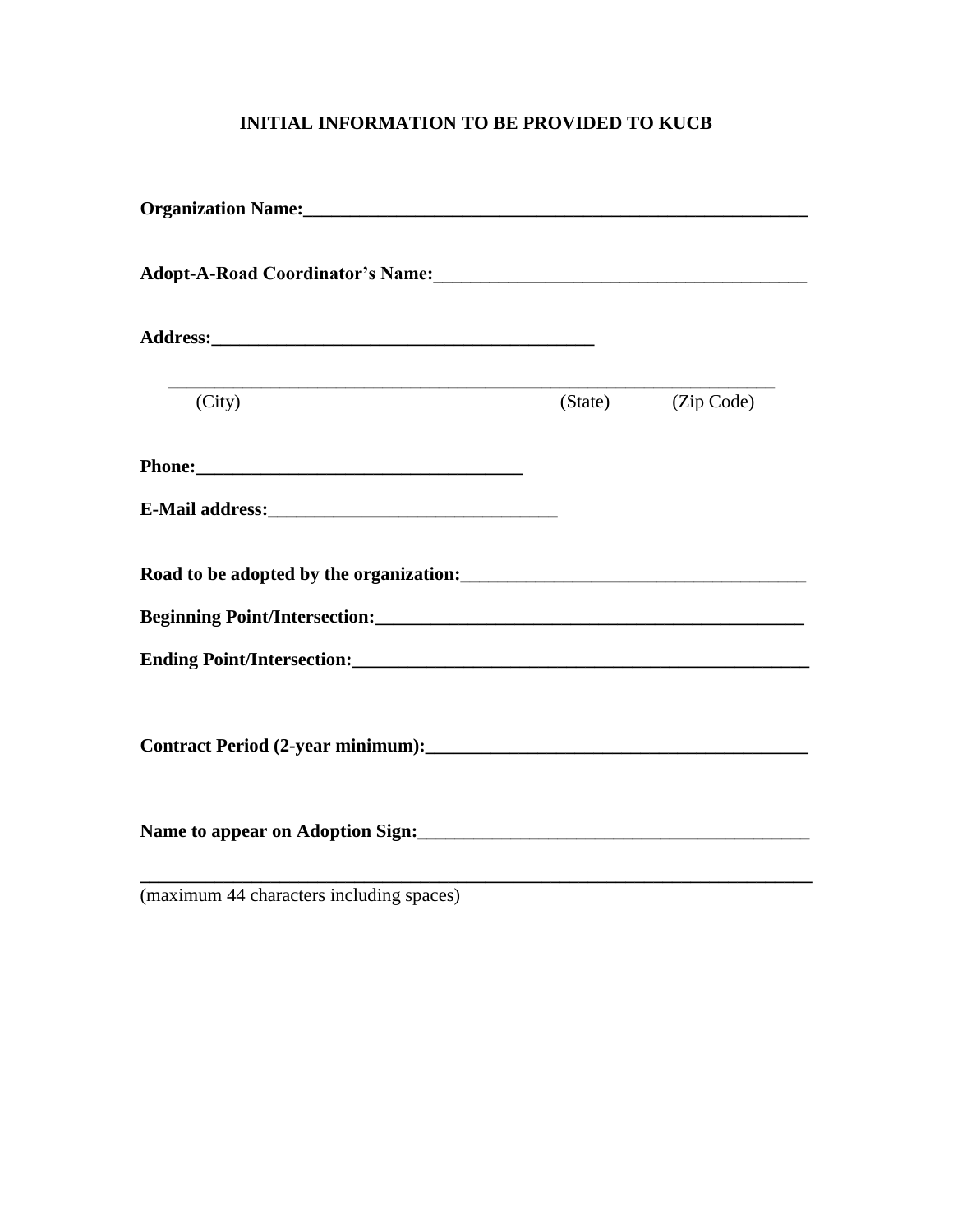## INITIAL INFORMATION TO BE PROVIDED TO KUCB

**Organization Name:**_______________________________________________________

**Adopt-A-Road Coordinator's Name:**________________________________________

**Address:**__________________________________________

_________________________________________________________________
(City) (State) (Zip Code)

**Phone:**___________________________________

**E-Mail address:**______________________________

**Road to be adopted by the organization:**____________________________________

**Beginning Point/Intersection:**_______________________________________________

**Ending Point/Intersection:**__________________________________________________

**Contract Period (2-year minimum):**_______________________________________

**Name to appear on Adoption Sign:**_______________________________________

_________________________________________________________________________
(maximum 44 characters including spaces)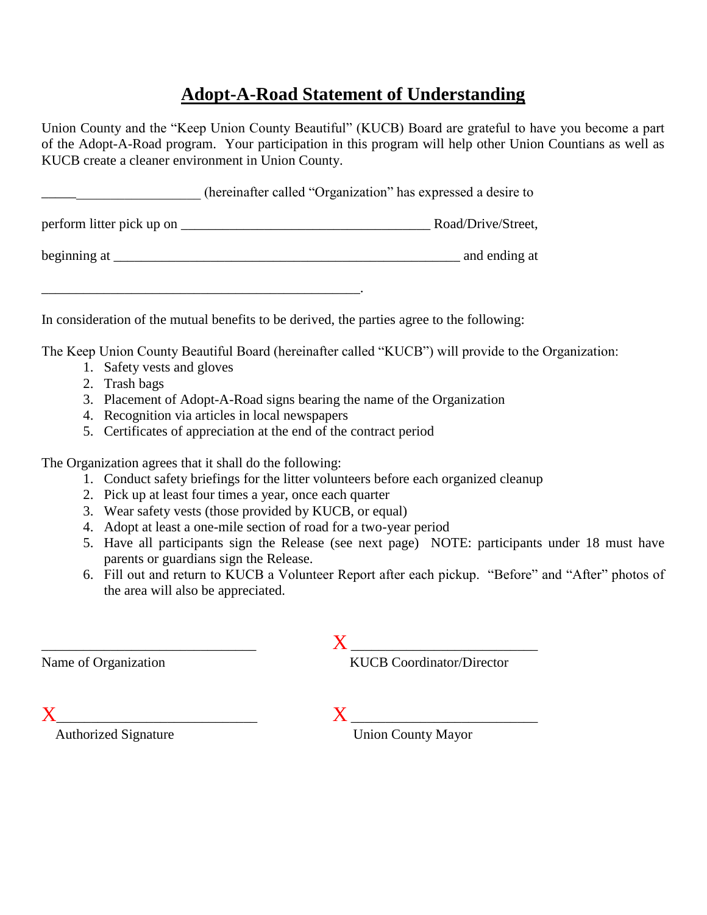# Adopt-A-Road Statement of Understanding

Union County and the "Keep Union County Beautiful" (KUCB) Board are grateful to have you become a part of the Adopt-A-Road program. Your participation in this program will help other Union Countians as well as KUCB create a cleaner environment in Union County.

_______________________ (hereinafter called "Organization" has expressed a desire to

perform litter pick up on ____________________________________ Road/Drive/Street,

beginning at ___________________________________________________ and ending at

_______________________________________________.

In consideration of the mutual benefits to be derived, the parties agree to the following:

The Keep Union County Beautiful Board (hereinafter called "KUCB") will provide to the Organization:

1. Safety vests and gloves
2. Trash bags
3. Placement of Adopt-A-Road signs bearing the name of the Organization
4. Recognition via articles in local newspapers
5. Certificates of appreciation at the end of the contract period

The Organization agrees that it shall do the following:

1. Conduct safety briefings for the litter volunteers before each organized cleanup
2. Pick up at least four times a year, once each quarter
3. Wear safety vests (those provided by KUCB, or equal)
4. Adopt at least a one-mile section of road for a two-year period
5. Have all participants sign the Release (see next page) NOTE: participants under 18 must have parents or guardians sign the Release.
6. Fill out and return to KUCB a Volunteer Report after each pickup. "Before" and "After" photos of the area will also be appreciated.

______________________________
Name of Organization

X ______________________________
KUCB Coordinator/Director

X ______________________________
Authorized Signature

X ______________________________
Union County Mayor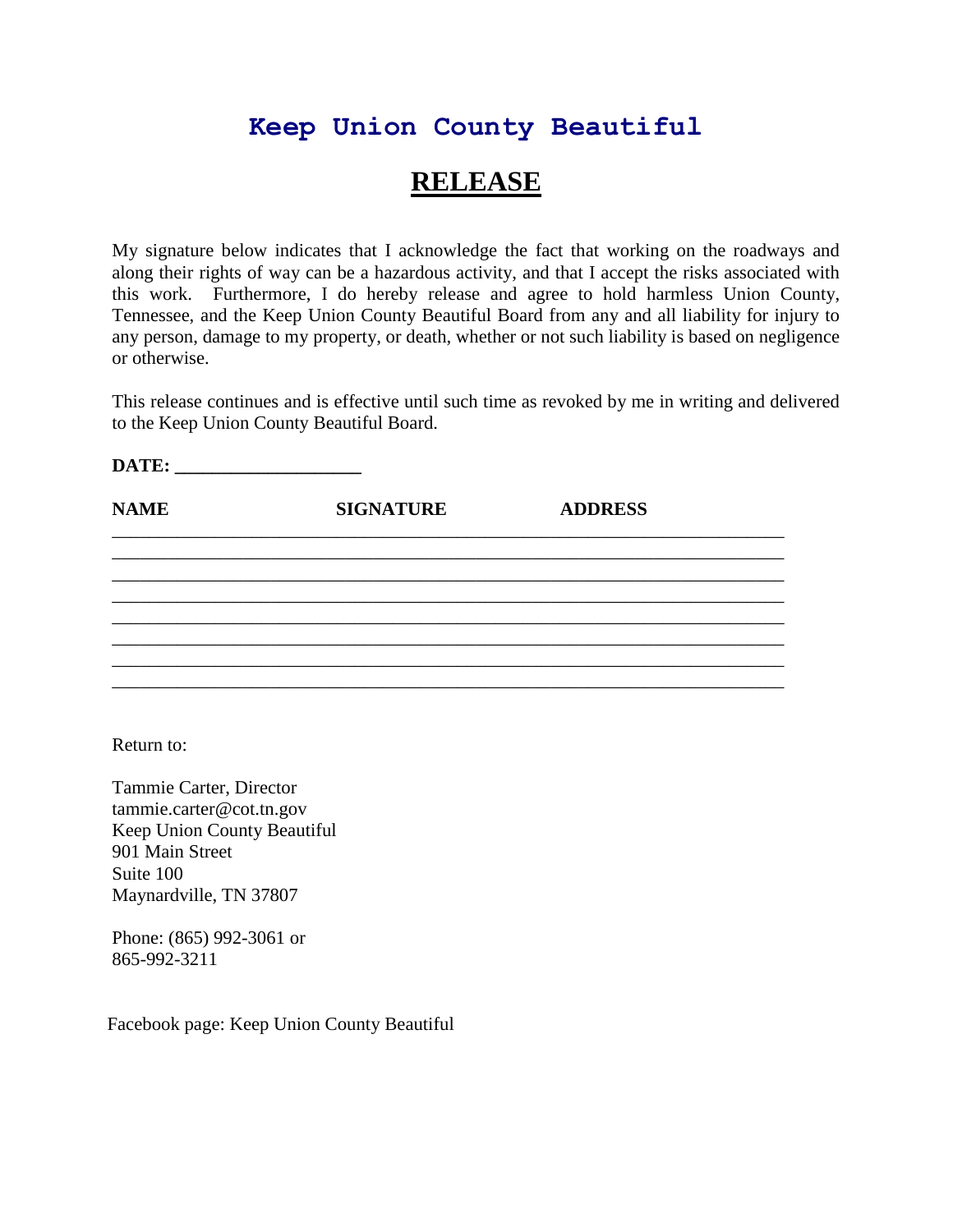# Keep Union County Beautiful

## RELEASE

My signature below indicates that I acknowledge the fact that working on the roadways and along their rights of way can be a hazardous activity, and that I accept the risks associated with this work. Furthermore, I do hereby release and agree to hold harmless Union County, Tennessee, and the Keep Union County Beautiful Board from any and all liability for injury to any person, damage to my property, or death, whether or not such liability is based on negligence or otherwise.

This release continues and is effective until such time as revoked by me in writing and delivered to the Keep Union County Beautiful Board.

**DATE:** ____________________

| NAME | SIGNATURE | ADDRESS |
|---|---|---|
| | | |
| | | |
| | | |
| | | |
| | | |
| | | |
| | | |
| | | |

Return to:

Tammie Carter, Director
tammie.carter@cot.tn.gov
Keep Union County Beautiful
901 Main Street
Suite 100
Maynardville, TN 37807

Phone: (865) 992-3061 or
865-992-3211

Facebook page: Keep Union County Beautiful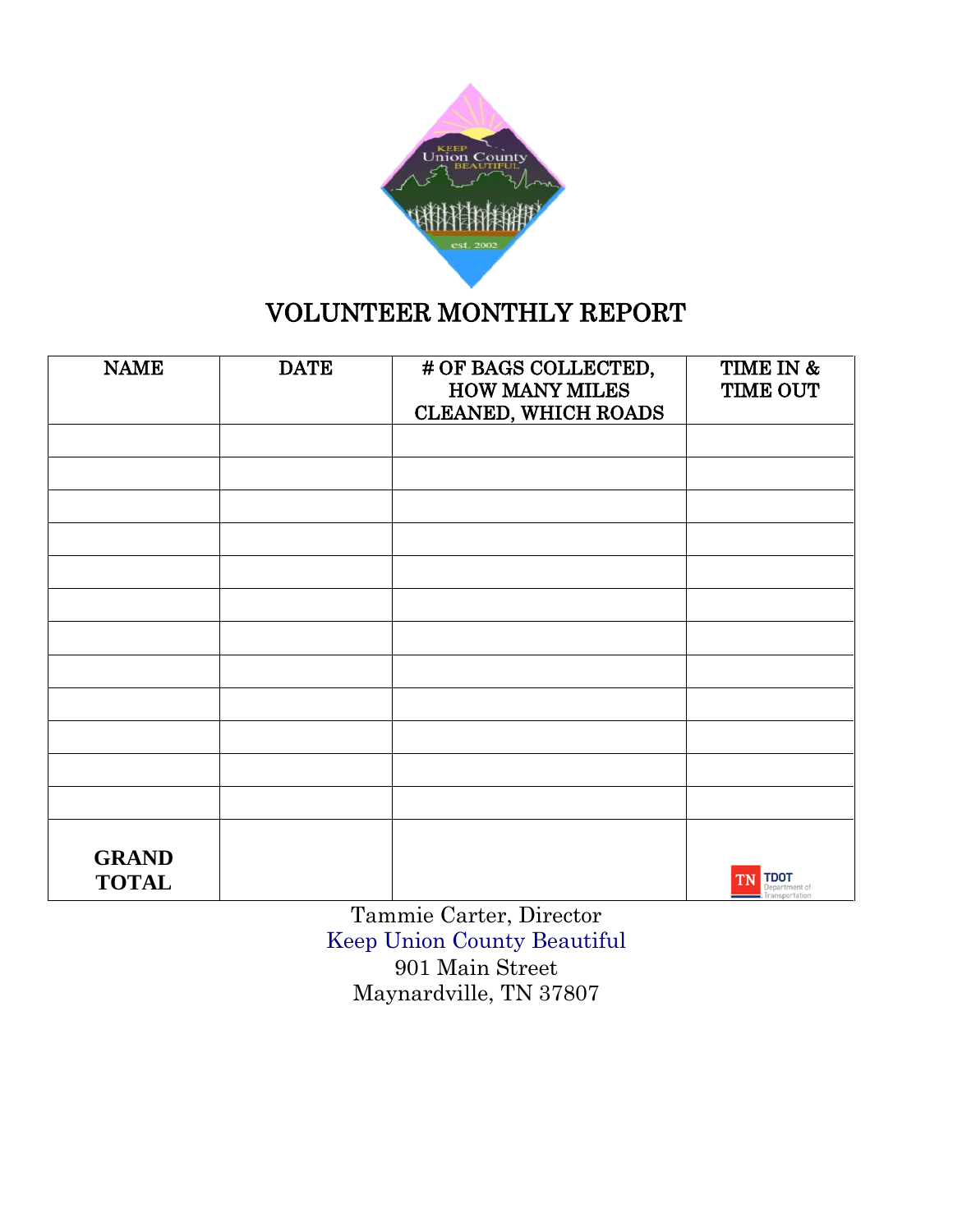# VOLUNTEER MONTHLY REPORT

| NAME | DATE | # OF BAGS COLLECTED, HOW MANY MILES CLEANED, WHICH ROADS | TIME IN & TIME OUT |
|---|---|---|---|
| | | | |
| | | | |
| | | | |
| | | | |
| | | | |
| | | | |
| | | | |
| | | | |
| | | | |
| | | | |
| | | | |
| | | | |
| **GRAND TOTAL** | | | |

Tammie Carter, Director
Keep Union County Beautiful
901 Main Street
Maynardville, TN 37807